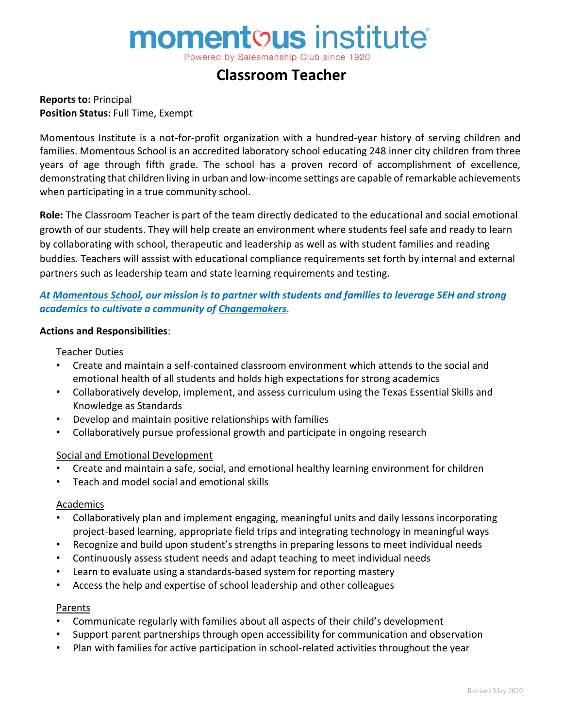momentous institute

Powered by Salesmanship Club since 1920

# Classroom Teacher

**Reports to:** Principal
**Position Status:** Full Time, Exempt

Momentous Institute is a not-for-profit organization with a hundred-year history of serving children and families. Momentous School is an accredited laboratory school educating 248 inner city children from three years of age through fifth grade. The school has a proven record of accomplishment of excellence, demonstrating that children living in urban and low-income settings are capable of remarkable achievements when participating in a true community school.

**Role:** The Classroom Teacher is part of the team directly dedicated to the educational and social emotional growth of our students. They will help create an environment where students feel safe and ready to learn by collaborating with school, therapeutic and leadership as well as with student families and reading buddies. Teachers will asssist with educational compliance requirements set forth by internal and external partners such as leadership team and state learning requirements and testing.

***At Momentous School, our mission is to partner with students and families to leverage SEH and strong academics to cultivate a community of Changemakers.***

**Actions and Responsibilities**:

Teacher Duties

- Create and maintain a self-contained classroom environment which attends to the social and emotional health of all students and holds high expectations for strong academics
- Collaboratively develop, implement, and assess curriculum using the Texas Essential Skills and Knowledge as Standards
- Develop and maintain positive relationships with families
- Collaboratively pursue professional growth and participate in ongoing research

Social and Emotional Development

- Create and maintain a safe, social, and emotional healthy learning environment for children
- Teach and model social and emotional skills

Academics

- Collaboratively plan and implement engaging, meaningful units and daily lessons incorporating project-based learning, appropriate field trips and integrating technology in meaningful ways
- Recognize and build upon student's strengths in preparing lessons to meet individual needs
- Continuously assess student needs and adapt teaching to meet individual needs
- Learn to evaluate using a standards-based system for reporting mastery
- Access the help and expertise of school leadership and other colleagues

Parents

- Communicate regularly with families about all aspects of their child's development
- Support parent partnerships through open accessibility for communication and observation
- Plan with families for active participation in school-related activities throughout the year

Revised May 2020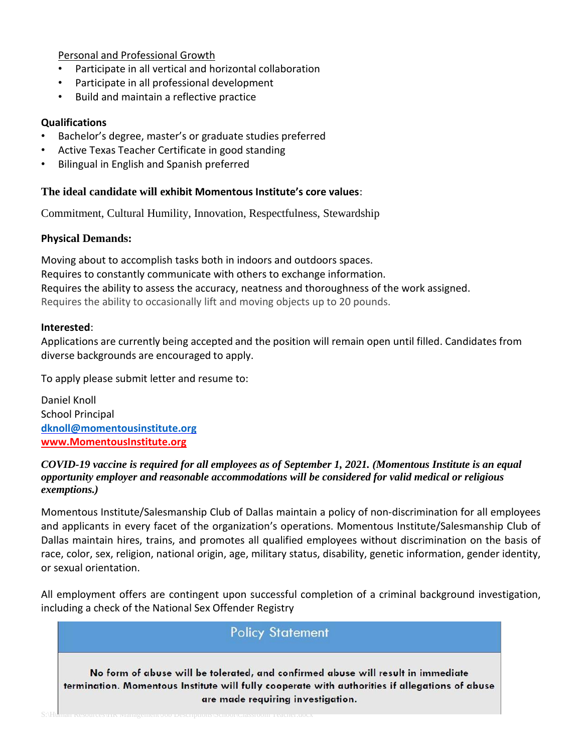Personal and Professional Growth

- Participate in all vertical and horizontal collaboration
- Participate in all professional development
- Build and maintain a reflective practice

**Qualifications**

- Bachelor's degree, master's or graduate studies preferred
- Active Texas Teacher Certificate in good standing
- Bilingual in English and Spanish preferred

**The ideal candidate will exhibit Momentous Institute's core values**:

Commitment, Cultural Humility, Innovation, Respectfulness, Stewardship

**Physical Demands:**

Moving about to accomplish tasks both in indoors and outdoors spaces.
Requires to constantly communicate with others to exchange information.
Requires the ability to assess the accuracy, neatness and thoroughness of the work assigned.
Requires the ability to occasionally lift and moving objects up to 20 pounds.

**Interested**:
Applications are currently being accepted and the position will remain open until filled. Candidates from diverse backgrounds are encouraged to apply.

To apply please submit letter and resume to:

Daniel Knoll
School Principal
**dknoll@momentousinstitute.org**
**www.MomentousInstitute.org**

***COVID-19 vaccine is required for all employees as of September 1, 2021. (Momentous Institute is an equal opportunity employer and reasonable accommodations will be considered for valid medical or religious exemptions.)***

Momentous Institute/Salesmanship Club of Dallas maintain a policy of non-discrimination for all employees and applicants in every facet of the organization's operations. Momentous Institute/Salesmanship Club of Dallas maintain hires, trains, and promotes all qualified employees without discrimination on the basis of race, color, sex, religion, national origin, age, military status, disability, genetic information, gender identity, or sexual orientation.

All employment offers are contingent upon successful completion of a criminal background investigation, including a check of the National Sex Offender Registry

| Policy Statement |
| --- |
| **No form of abuse will be tolerated, and confirmed abuse will result in immediate termination. Momentous Institute will fully cooperate with authorities if allegations of abuse are made requiring investigation.** |